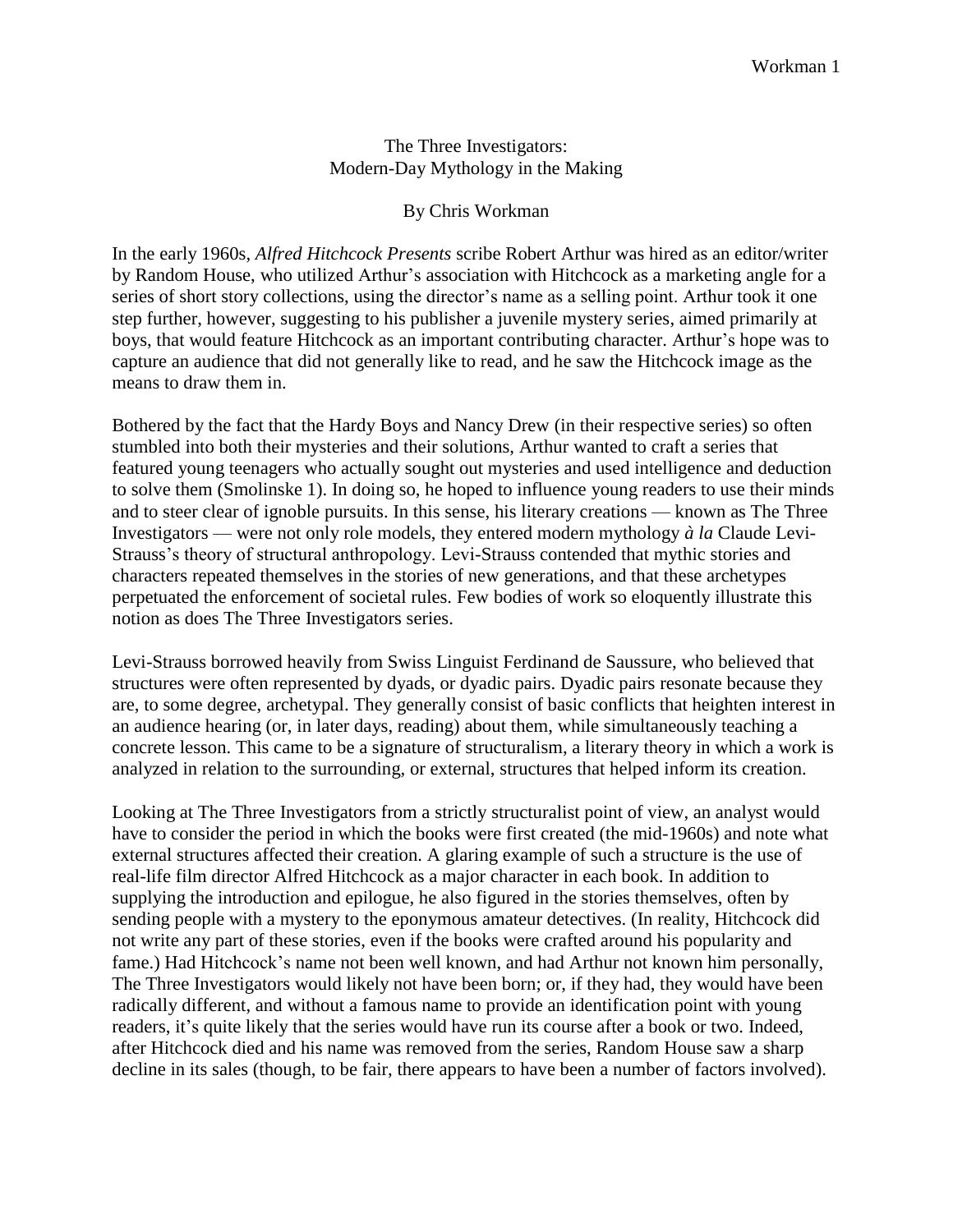# The Three Investigators:
# Modern-Day Mythology in the Making

By Chris Workman

In the early 1960s, *Alfred Hitchcock Presents* scribe Robert Arthur was hired as an editor/writer by Random House, who utilized Arthur's association with Hitchcock as a marketing angle for a series of short story collections, using the director's name as a selling point. Arthur took it one step further, however, suggesting to his publisher a juvenile mystery series, aimed primarily at boys, that would feature Hitchcock as an important contributing character. Arthur's hope was to capture an audience that did not generally like to read, and he saw the Hitchcock image as the means to draw them in.

Bothered by the fact that the Hardy Boys and Nancy Drew (in their respective series) so often stumbled into both their mysteries and their solutions, Arthur wanted to craft a series that featured young teenagers who actually sought out mysteries and used intelligence and deduction to solve them (Smolinske 1). In doing so, he hoped to influence young readers to use their minds and to steer clear of ignoble pursuits. In this sense, his literary creations — known as The Three Investigators — were not only role models, they entered modern mythology *à la* Claude Levi-Strauss's theory of structural anthropology. Levi-Strauss contended that mythic stories and characters repeated themselves in the stories of new generations, and that these archetypes perpetuated the enforcement of societal rules. Few bodies of work so eloquently illustrate this notion as does The Three Investigators series.

Levi-Strauss borrowed heavily from Swiss Linguist Ferdinand de Saussure, who believed that structures were often represented by dyads, or dyadic pairs. Dyadic pairs resonate because they are, to some degree, archetypal. They generally consist of basic conflicts that heighten interest in an audience hearing (or, in later days, reading) about them, while simultaneously teaching a concrete lesson. This came to be a signature of structuralism, a literary theory in which a work is analyzed in relation to the surrounding, or external, structures that helped inform its creation.

Looking at The Three Investigators from a strictly structuralist point of view, an analyst would have to consider the period in which the books were first created (the mid-1960s) and note what external structures affected their creation. A glaring example of such a structure is the use of real-life film director Alfred Hitchcock as a major character in each book. In addition to supplying the introduction and epilogue, he also figured in the stories themselves, often by sending people with a mystery to the eponymous amateur detectives. (In reality, Hitchcock did not write any part of these stories, even if the books were crafted around his popularity and fame.) Had Hitchcock's name not been well known, and had Arthur not known him personally, The Three Investigators would likely not have been born; or, if they had, they would have been radically different, and without a famous name to provide an identification point with young readers, it's quite likely that the series would have run its course after a book or two. Indeed, after Hitchcock died and his name was removed from the series, Random House saw a sharp decline in its sales (though, to be fair, there appears to have been a number of factors involved).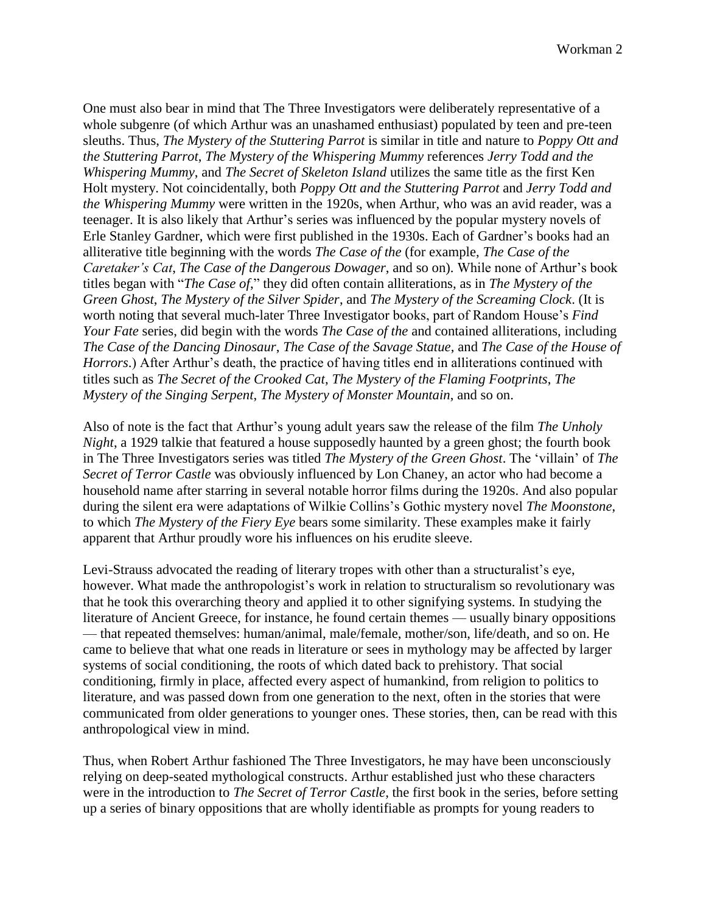One must also bear in mind that The Three Investigators were deliberately representative of a whole subgenre (of which Arthur was an unashamed enthusiast) populated by teen and pre-teen sleuths. Thus, *The Mystery of the Stuttering Parrot* is similar in title and nature to *Poppy Ott and the Stuttering Parrot*, *The Mystery of the Whispering Mummy* references *Jerry Todd and the Whispering Mummy*, and *The Secret of Skeleton Island* utilizes the same title as the first Ken Holt mystery. Not coincidentally, both *Poppy Ott and the Stuttering Parrot* and *Jerry Todd and the Whispering Mummy* were written in the 1920s, when Arthur, who was an avid reader, was a teenager. It is also likely that Arthur's series was influenced by the popular mystery novels of Erle Stanley Gardner, which were first published in the 1930s. Each of Gardner's books had an alliterative title beginning with the words *The Case of the* (for example, *The Case of the Caretaker's Cat*, *The Case of the Dangerous Dowager*, and so on). While none of Arthur's book titles began with "*The Case of*," they did often contain alliterations, as in *The Mystery of the Green Ghost*, *The Mystery of the Silver Spider*, and *The Mystery of the Screaming Clock*. (It is worth noting that several much-later Three Investigator books, part of Random House's *Find Your Fate* series, did begin with the words *The Case of the* and contained alliterations, including *The Case of the Dancing Dinosaur*, *The Case of the Savage Statue*, and *The Case of the House of Horrors*.) After Arthur's death, the practice of having titles end in alliterations continued with titles such as *The Secret of the Crooked Cat*, *The Mystery of the Flaming Footprints*, *The Mystery of the Singing Serpent*, *The Mystery of Monster Mountain*, and so on.

Also of note is the fact that Arthur's young adult years saw the release of the film *The Unholy Night*, a 1929 talkie that featured a house supposedly haunted by a green ghost; the fourth book in The Three Investigators series was titled *The Mystery of the Green Ghost*. The 'villain' of *The Secret of Terror Castle* was obviously influenced by Lon Chaney, an actor who had become a household name after starring in several notable horror films during the 1920s. And also popular during the silent era were adaptations of Wilkie Collins's Gothic mystery novel *The Moonstone*, to which *The Mystery of the Fiery Eye* bears some similarity. These examples make it fairly apparent that Arthur proudly wore his influences on his erudite sleeve.

Levi-Strauss advocated the reading of literary tropes with other than a structuralist's eye, however. What made the anthropologist's work in relation to structuralism so revolutionary was that he took this overarching theory and applied it to other signifying systems. In studying the literature of Ancient Greece, for instance, he found certain themes — usually binary oppositions — that repeated themselves: human/animal, male/female, mother/son, life/death, and so on. He came to believe that what one reads in literature or sees in mythology may be affected by larger systems of social conditioning, the roots of which dated back to prehistory. That social conditioning, firmly in place, affected every aspect of humankind, from religion to politics to literature, and was passed down from one generation to the next, often in the stories that were communicated from older generations to younger ones. These stories, then, can be read with this anthropological view in mind.

Thus, when Robert Arthur fashioned The Three Investigators, he may have been unconsciously relying on deep-seated mythological constructs. Arthur established just who these characters were in the introduction to *The Secret of Terror Castle*, the first book in the series, before setting up a series of binary oppositions that are wholly identifiable as prompts for young readers to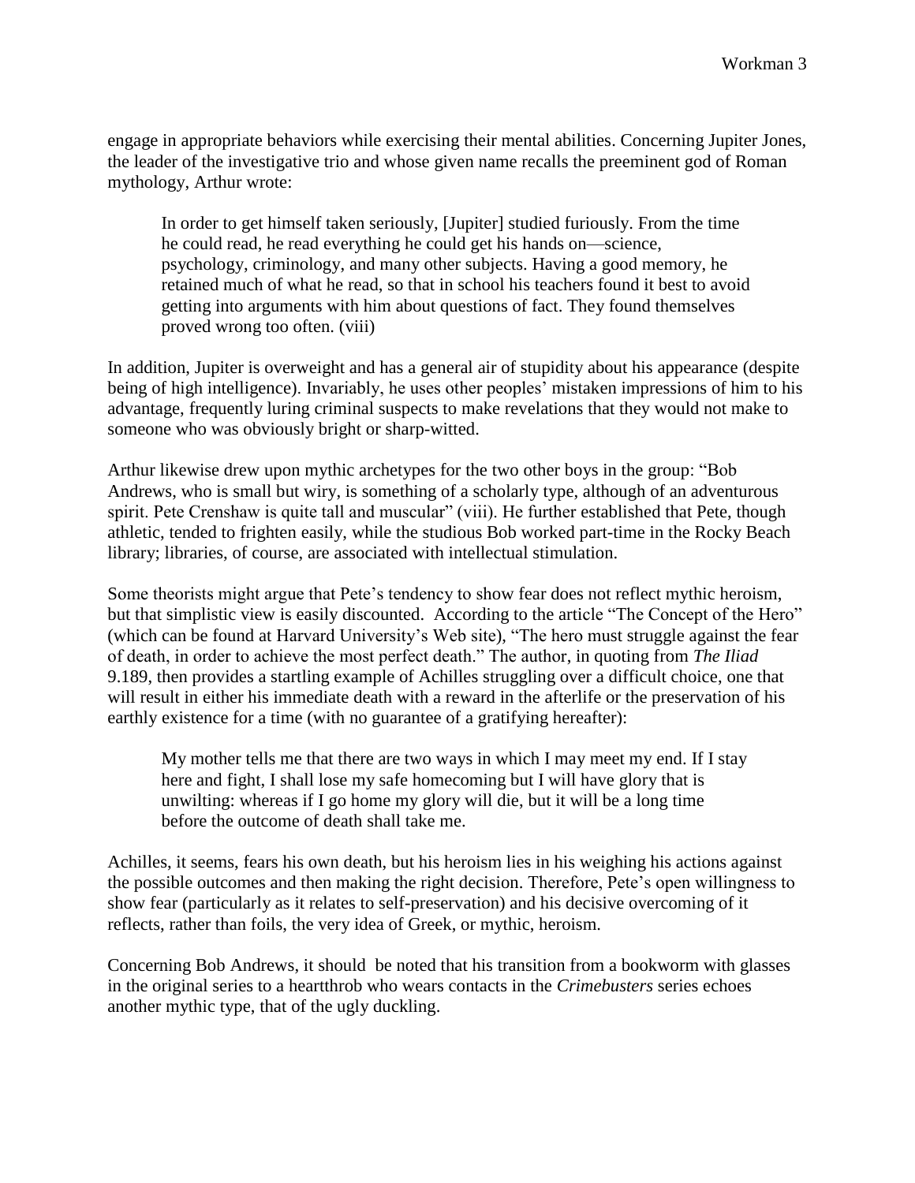engage in appropriate behaviors while exercising their mental abilities. Concerning Jupiter Jones, the leader of the investigative trio and whose given name recalls the preeminent god of Roman mythology, Arthur wrote:

> In order to get himself taken seriously, [Jupiter] studied furiously. From the time he could read, he read everything he could get his hands on—science, psychology, criminology, and many other subjects. Having a good memory, he retained much of what he read, so that in school his teachers found it best to avoid getting into arguments with him about questions of fact. They found themselves proved wrong too often. (viii)

In addition, Jupiter is overweight and has a general air of stupidity about his appearance (despite being of high intelligence). Invariably, he uses other peoples' mistaken impressions of him to his advantage, frequently luring criminal suspects to make revelations that they would not make to someone who was obviously bright or sharp-witted.

Arthur likewise drew upon mythic archetypes for the two other boys in the group: "Bob Andrews, who is small but wiry, is something of a scholarly type, although of an adventurous spirit. Pete Crenshaw is quite tall and muscular" (viii). He further established that Pete, though athletic, tended to frighten easily, while the studious Bob worked part-time in the Rocky Beach library; libraries, of course, are associated with intellectual stimulation.

Some theorists might argue that Pete's tendency to show fear does not reflect mythic heroism, but that simplistic view is easily discounted. According to the article "The Concept of the Hero" (which can be found at Harvard University's Web site), "The hero must struggle against the fear of death, in order to achieve the most perfect death." The author, in quoting from *The Iliad* 9.189, then provides a startling example of Achilles struggling over a difficult choice, one that will result in either his immediate death with a reward in the afterlife or the preservation of his earthly existence for a time (with no guarantee of a gratifying hereafter):

> My mother tells me that there are two ways in which I may meet my end. If I stay here and fight, I shall lose my safe homecoming but I will have glory that is unwilting: whereas if I go home my glory will die, but it will be a long time before the outcome of death shall take me.

Achilles, it seems, fears his own death, but his heroism lies in his weighing his actions against the possible outcomes and then making the right decision. Therefore, Pete's open willingness to show fear (particularly as it relates to self-preservation) and his decisive overcoming of it reflects, rather than foils, the very idea of Greek, or mythic, heroism.

Concerning Bob Andrews, it should be noted that his transition from a bookworm with glasses in the original series to a heartthrob who wears contacts in the *Crimebusters* series echoes another mythic type, that of the ugly duckling.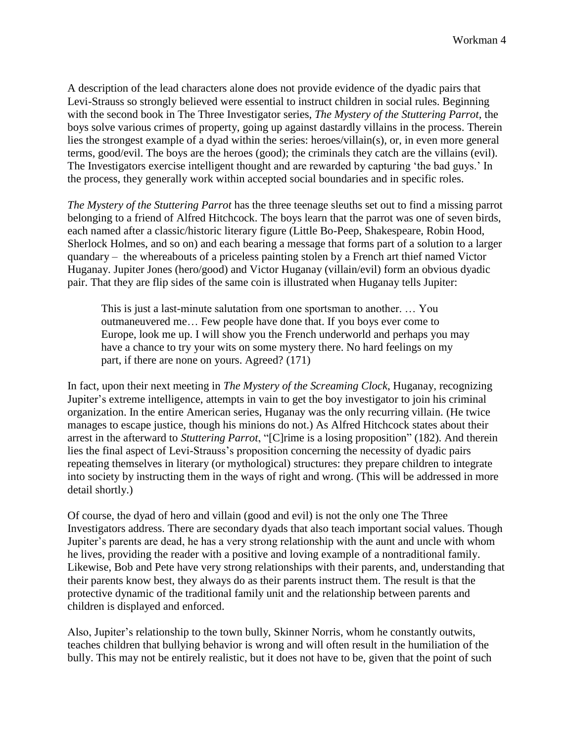A description of the lead characters alone does not provide evidence of the dyadic pairs that Levi-Strauss so strongly believed were essential to instruct children in social rules. Beginning with the second book in The Three Investigator series, *The Mystery of the Stuttering Parrot*, the boys solve various crimes of property, going up against dastardly villains in the process. Therein lies the strongest example of a dyad within the series: heroes/villain(s), or, in even more general terms, good/evil. The boys are the heroes (good); the criminals they catch are the villains (evil). The Investigators exercise intelligent thought and are rewarded by capturing 'the bad guys.' In the process, they generally work within accepted social boundaries and in specific roles.

*The Mystery of the Stuttering Parrot* has the three teenage sleuths set out to find a missing parrot belonging to a friend of Alfred Hitchcock. The boys learn that the parrot was one of seven birds, each named after a classic/historic literary figure (Little Bo-Peep, Shakespeare, Robin Hood, Sherlock Holmes, and so on) and each bearing a message that forms part of a solution to a larger quandary – the whereabouts of a priceless painting stolen by a French art thief named Victor Huganay. Jupiter Jones (hero/good) and Victor Huganay (villain/evil) form an obvious dyadic pair. That they are flip sides of the same coin is illustrated when Huganay tells Jupiter:

> This is just a last-minute salutation from one sportsman to another. … You outmaneuvered me… Few people have done that. If you boys ever come to Europe, look me up. I will show you the French underworld and perhaps you may have a chance to try your wits on some mystery there. No hard feelings on my part, if there are none on yours. Agreed? (171)

In fact, upon their next meeting in *The Mystery of the Screaming Clock*, Huganay, recognizing Jupiter's extreme intelligence, attempts in vain to get the boy investigator to join his criminal organization. In the entire American series, Huganay was the only recurring villain. (He twice manages to escape justice, though his minions do not.) As Alfred Hitchcock states about their arrest in the afterward to *Stuttering Parrot*, "[C]rime is a losing proposition" (182). And therein lies the final aspect of Levi-Strauss's proposition concerning the necessity of dyadic pairs repeating themselves in literary (or mythological) structures: they prepare children to integrate into society by instructing them in the ways of right and wrong. (This will be addressed in more detail shortly.)

Of course, the dyad of hero and villain (good and evil) is not the only one The Three Investigators address. There are secondary dyads that also teach important social values. Though Jupiter's parents are dead, he has a very strong relationship with the aunt and uncle with whom he lives, providing the reader with a positive and loving example of a nontraditional family. Likewise, Bob and Pete have very strong relationships with their parents, and, understanding that their parents know best, they always do as their parents instruct them. The result is that the protective dynamic of the traditional family unit and the relationship between parents and children is displayed and enforced.

Also, Jupiter's relationship to the town bully, Skinner Norris, whom he constantly outwits, teaches children that bullying behavior is wrong and will often result in the humiliation of the bully. This may not be entirely realistic, but it does not have to be, given that the point of such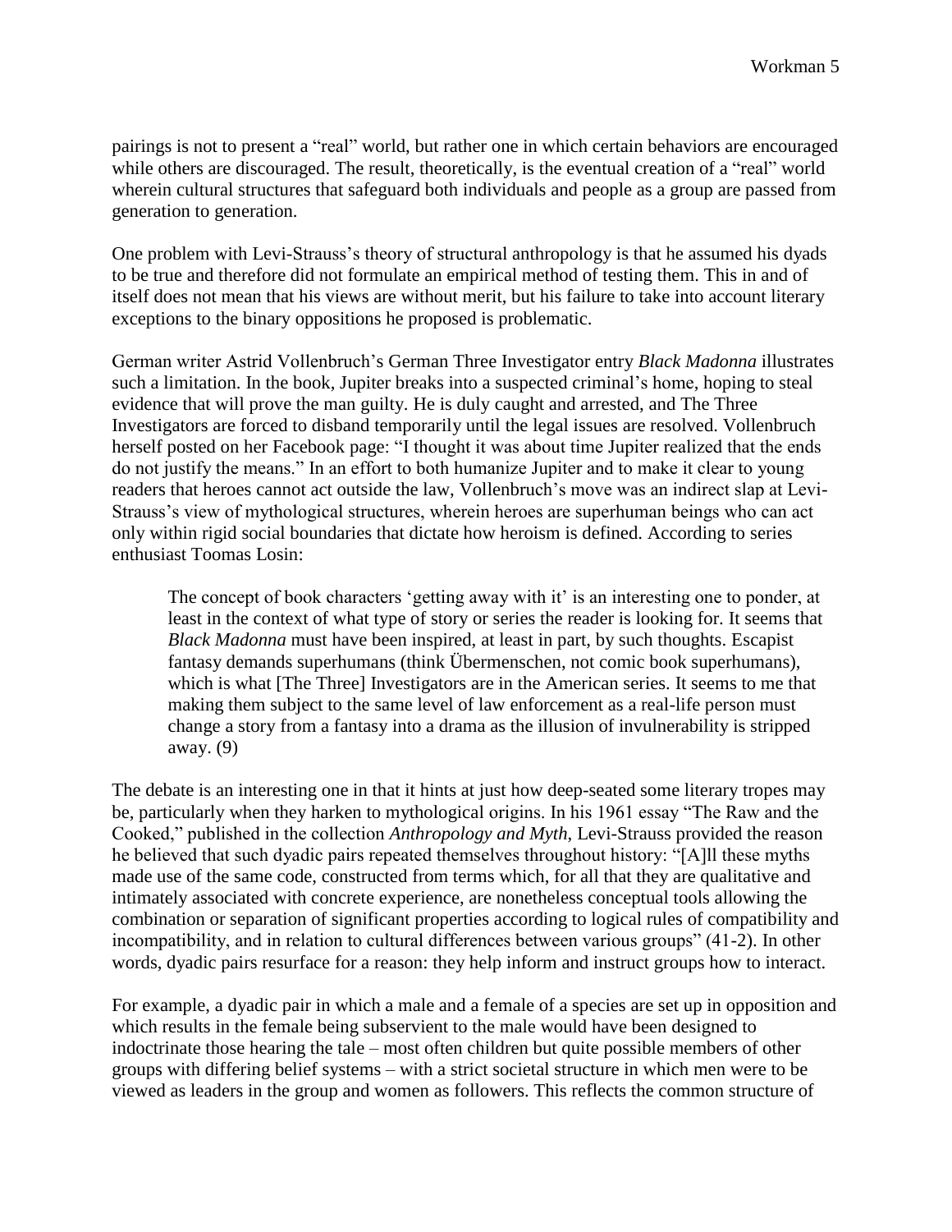pairings is not to present a "real" world, but rather one in which certain behaviors are encouraged while others are discouraged. The result, theoretically, is the eventual creation of a "real" world wherein cultural structures that safeguard both individuals and people as a group are passed from generation to generation.

One problem with Levi-Strauss's theory of structural anthropology is that he assumed his dyads to be true and therefore did not formulate an empirical method of testing them. This in and of itself does not mean that his views are without merit, but his failure to take into account literary exceptions to the binary oppositions he proposed is problematic.

German writer Astrid Vollenbruch's German Three Investigator entry *Black Madonna* illustrates such a limitation. In the book, Jupiter breaks into a suspected criminal's home, hoping to steal evidence that will prove the man guilty. He is duly caught and arrested, and The Three Investigators are forced to disband temporarily until the legal issues are resolved. Vollenbruch herself posted on her Facebook page: "I thought it was about time Jupiter realized that the ends do not justify the means." In an effort to both humanize Jupiter and to make it clear to young readers that heroes cannot act outside the law, Vollenbruch's move was an indirect slap at Levi-Strauss's view of mythological structures, wherein heroes are superhuman beings who can act only within rigid social boundaries that dictate how heroism is defined. According to series enthusiast Toomas Losin:

> The concept of book characters 'getting away with it' is an interesting one to ponder, at least in the context of what type of story or series the reader is looking for. It seems that *Black Madonna* must have been inspired, at least in part, by such thoughts. Escapist fantasy demands superhumans (think Übermenschen, not comic book superhumans), which is what [The Three] Investigators are in the American series. It seems to me that making them subject to the same level of law enforcement as a real-life person must change a story from a fantasy into a drama as the illusion of invulnerability is stripped away. (9)

The debate is an interesting one in that it hints at just how deep-seated some literary tropes may be, particularly when they harken to mythological origins. In his 1961 essay "The Raw and the Cooked," published in the collection *Anthropology and Myth*, Levi-Strauss provided the reason he believed that such dyadic pairs repeated themselves throughout history: "[A]ll these myths made use of the same code, constructed from terms which, for all that they are qualitative and intimately associated with concrete experience, are nonetheless conceptual tools allowing the combination or separation of significant properties according to logical rules of compatibility and incompatibility, and in relation to cultural differences between various groups" (41-2). In other words, dyadic pairs resurface for a reason: they help inform and instruct groups how to interact.

For example, a dyadic pair in which a male and a female of a species are set up in opposition and which results in the female being subservient to the male would have been designed to indoctrinate those hearing the tale – most often children but quite possible members of other groups with differing belief systems – with a strict societal structure in which men were to be viewed as leaders in the group and women as followers. This reflects the common structure of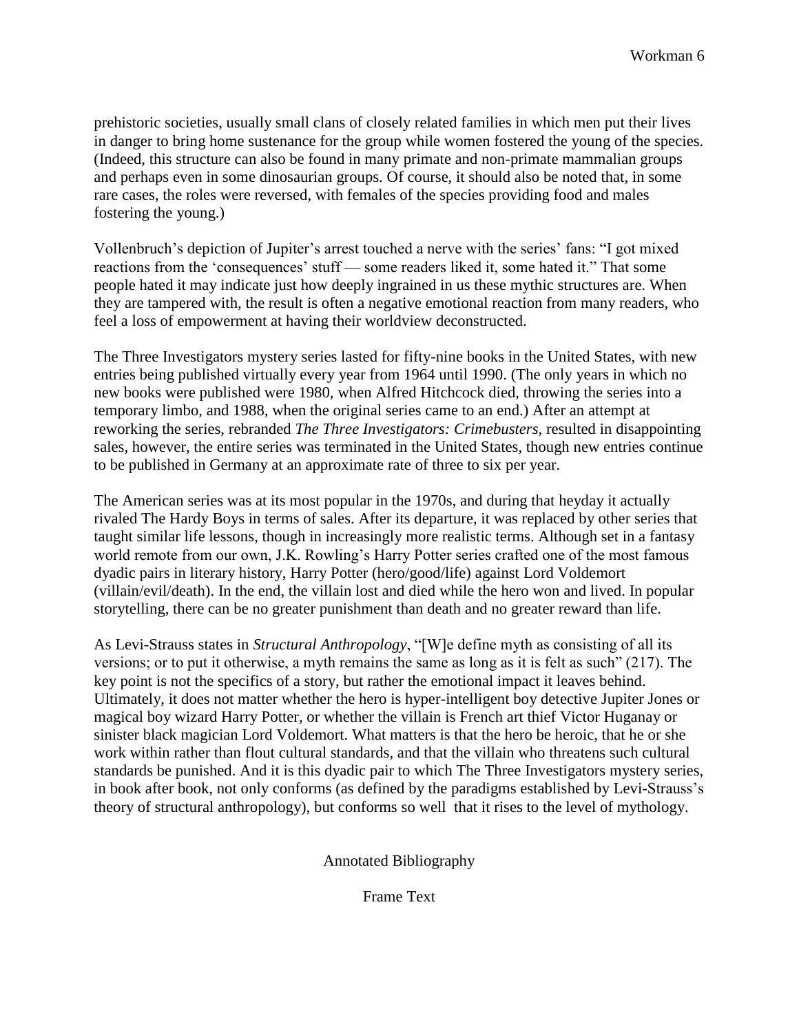prehistoric societies, usually small clans of closely related families in which men put their lives in danger to bring home sustenance for the group while women fostered the young of the species. (Indeed, this structure can also be found in many primate and non-primate mammalian groups and perhaps even in some dinosaurian groups. Of course, it should also be noted that, in some rare cases, the roles were reversed, with females of the species providing food and males fostering the young.)

Vollenbruch's depiction of Jupiter's arrest touched a nerve with the series' fans: "I got mixed reactions from the 'consequences' stuff — some readers liked it, some hated it." That some people hated it may indicate just how deeply ingrained in us these mythic structures are. When they are tampered with, the result is often a negative emotional reaction from many readers, who feel a loss of empowerment at having their worldview deconstructed.

The Three Investigators mystery series lasted for fifty-nine books in the United States, with new entries being published virtually every year from 1964 until 1990. (The only years in which no new books were published were 1980, when Alfred Hitchcock died, throwing the series into a temporary limbo, and 1988, when the original series came to an end.) After an attempt at reworking the series, rebranded *The Three Investigators: Crimebusters*, resulted in disappointing sales, however, the entire series was terminated in the United States, though new entries continue to be published in Germany at an approximate rate of three to six per year.

The American series was at its most popular in the 1970s, and during that heyday it actually rivaled The Hardy Boys in terms of sales. After its departure, it was replaced by other series that taught similar life lessons, though in increasingly more realistic terms. Although set in a fantasy world remote from our own, J.K. Rowling's Harry Potter series crafted one of the most famous dyadic pairs in literary history, Harry Potter (hero/good/life) against Lord Voldemort (villain/evil/death). In the end, the villain lost and died while the hero won and lived. In popular storytelling, there can be no greater punishment than death and no greater reward than life.

As Levi-Strauss states in *Structural Anthropology*, "[W]e define myth as consisting of all its versions; or to put it otherwise, a myth remains the same as long as it is felt as such" (217). The key point is not the specifics of a story, but rather the emotional impact it leaves behind. Ultimately, it does not matter whether the hero is hyper-intelligent boy detective Jupiter Jones or magical boy wizard Harry Potter, or whether the villain is French art thief Victor Huganay or sinister black magician Lord Voldemort. What matters is that the hero be heroic, that he or she work within rather than flout cultural standards, and that the villain who threatens such cultural standards be punished. And it is this dyadic pair to which The Three Investigators mystery series, in book after book, not only conforms (as defined by the paradigms established by Levi-Strauss's theory of structural anthropology), but conforms so well that it rises to the level of mythology.

## Annotated Bibliography

### Frame Text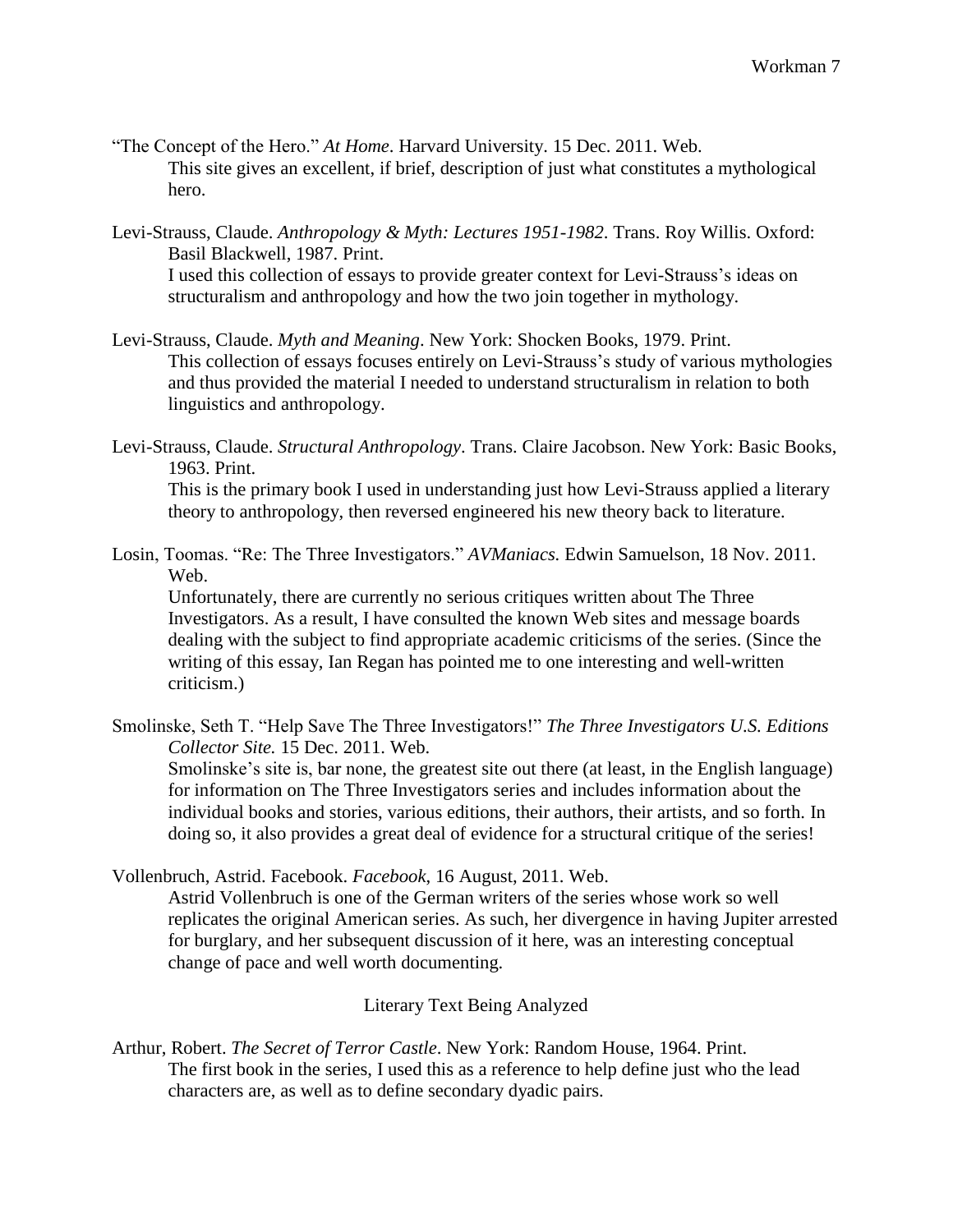"The Concept of the Hero." *At Home*. Harvard University. 15 Dec. 2011. Web.
This site gives an excellent, if brief, description of just what constitutes a mythological hero.

Levi-Strauss, Claude. *Anthropology & Myth: Lectures 1951-1982*. Trans. Roy Willis. Oxford: Basil Blackwell, 1987. Print.
I used this collection of essays to provide greater context for Levi-Strauss's ideas on structuralism and anthropology and how the two join together in mythology.

Levi-Strauss, Claude. *Myth and Meaning*. New York: Shocken Books, 1979. Print.
This collection of essays focuses entirely on Levi-Strauss's study of various mythologies and thus provided the material I needed to understand structuralism in relation to both linguistics and anthropology.

Levi-Strauss, Claude. *Structural Anthropology*. Trans. Claire Jacobson. New York: Basic Books, 1963. Print.
This is the primary book I used in understanding just how Levi-Strauss applied a literary theory to anthropology, then reversed engineered his new theory back to literature.

Losin, Toomas. "Re: The Three Investigators." *AVManiacs.* Edwin Samuelson, 18 Nov. 2011. Web.
Unfortunately, there are currently no serious critiques written about The Three Investigators. As a result, I have consulted the known Web sites and message boards dealing with the subject to find appropriate academic criticisms of the series. (Since the writing of this essay, Ian Regan has pointed me to one interesting and well-written criticism.)

Smolinske, Seth T. "Help Save The Three Investigators!" *The Three Investigators U.S. Editions Collector Site.* 15 Dec. 2011. Web.
Smolinske's site is, bar none, the greatest site out there (at least, in the English language) for information on The Three Investigators series and includes information about the individual books and stories, various editions, their authors, their artists, and so forth. In doing so, it also provides a great deal of evidence for a structural critique of the series!

Vollenbruch, Astrid. Facebook. *Facebook*, 16 August, 2011. Web.
Astrid Vollenbruch is one of the German writers of the series whose work so well replicates the original American series. As such, her divergence in having Jupiter arrested for burglary, and her subsequent discussion of it here, was an interesting conceptual change of pace and well worth documenting.

## Literary Text Being Analyzed

Arthur, Robert. *The Secret of Terror Castle*. New York: Random House, 1964. Print.
The first book in the series, I used this as a reference to help define just who the lead characters are, as well as to define secondary dyadic pairs.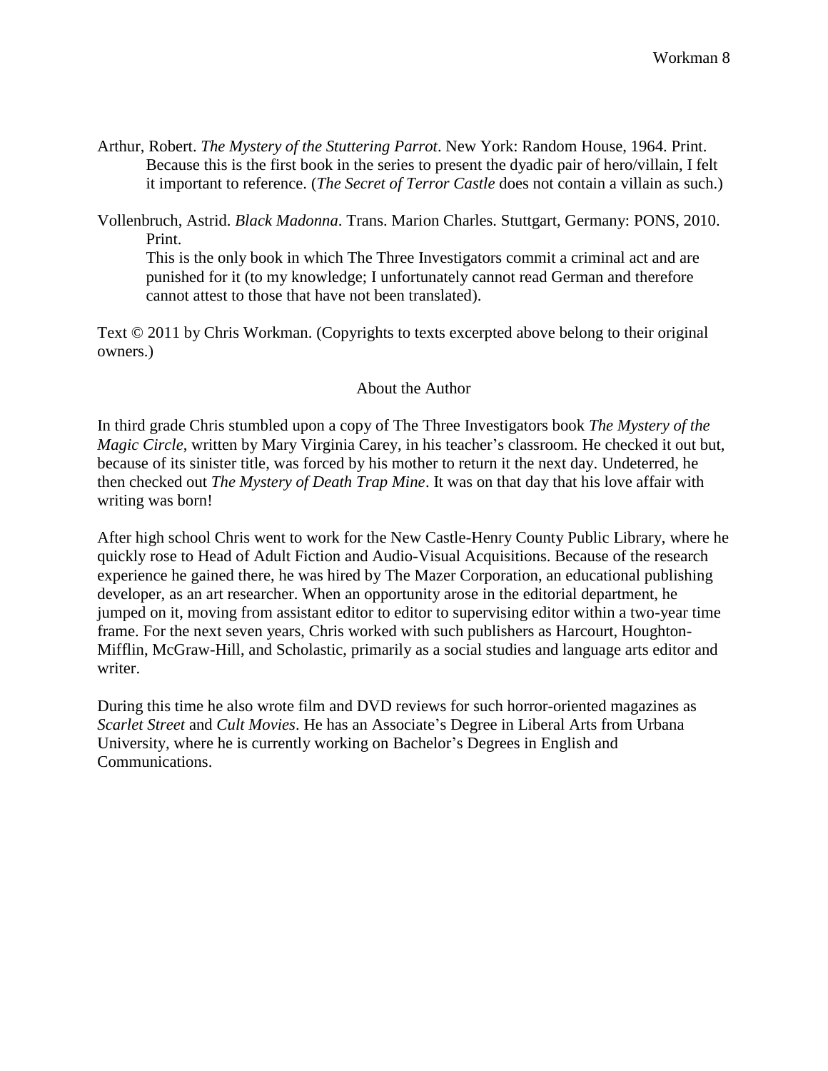Arthur, Robert. *The Mystery of the Stuttering Parrot*. New York: Random House, 1964. Print.
Because this is the first book in the series to present the dyadic pair of hero/villain, I felt it important to reference. (*The Secret of Terror Castle* does not contain a villain as such.)

Vollenbruch, Astrid. *Black Madonna*. Trans. Marion Charles. Stuttgart, Germany: PONS, 2010. Print.
This is the only book in which The Three Investigators commit a criminal act and are punished for it (to my knowledge; I unfortunately cannot read German and therefore cannot attest to those that have not been translated).

Text © 2011 by Chris Workman. (Copyrights to texts excerpted above belong to their original owners.)

## About the Author

In third grade Chris stumbled upon a copy of The Three Investigators book *The Mystery of the Magic Circle*, written by Mary Virginia Carey, in his teacher's classroom. He checked it out but, because of its sinister title, was forced by his mother to return it the next day. Undeterred, he then checked out *The Mystery of Death Trap Mine*. It was on that day that his love affair with writing was born!

After high school Chris went to work for the New Castle-Henry County Public Library, where he quickly rose to Head of Adult Fiction and Audio-Visual Acquisitions. Because of the research experience he gained there, he was hired by The Mazer Corporation, an educational publishing developer, as an art researcher. When an opportunity arose in the editorial department, he jumped on it, moving from assistant editor to editor to supervising editor within a two-year time frame. For the next seven years, Chris worked with such publishers as Harcourt, Houghton-Mifflin, McGraw-Hill, and Scholastic, primarily as a social studies and language arts editor and writer.

During this time he also wrote film and DVD reviews for such horror-oriented magazines as *Scarlet Street* and *Cult Movies*. He has an Associate's Degree in Liberal Arts from Urbana University, where he is currently working on Bachelor's Degrees in English and Communications.